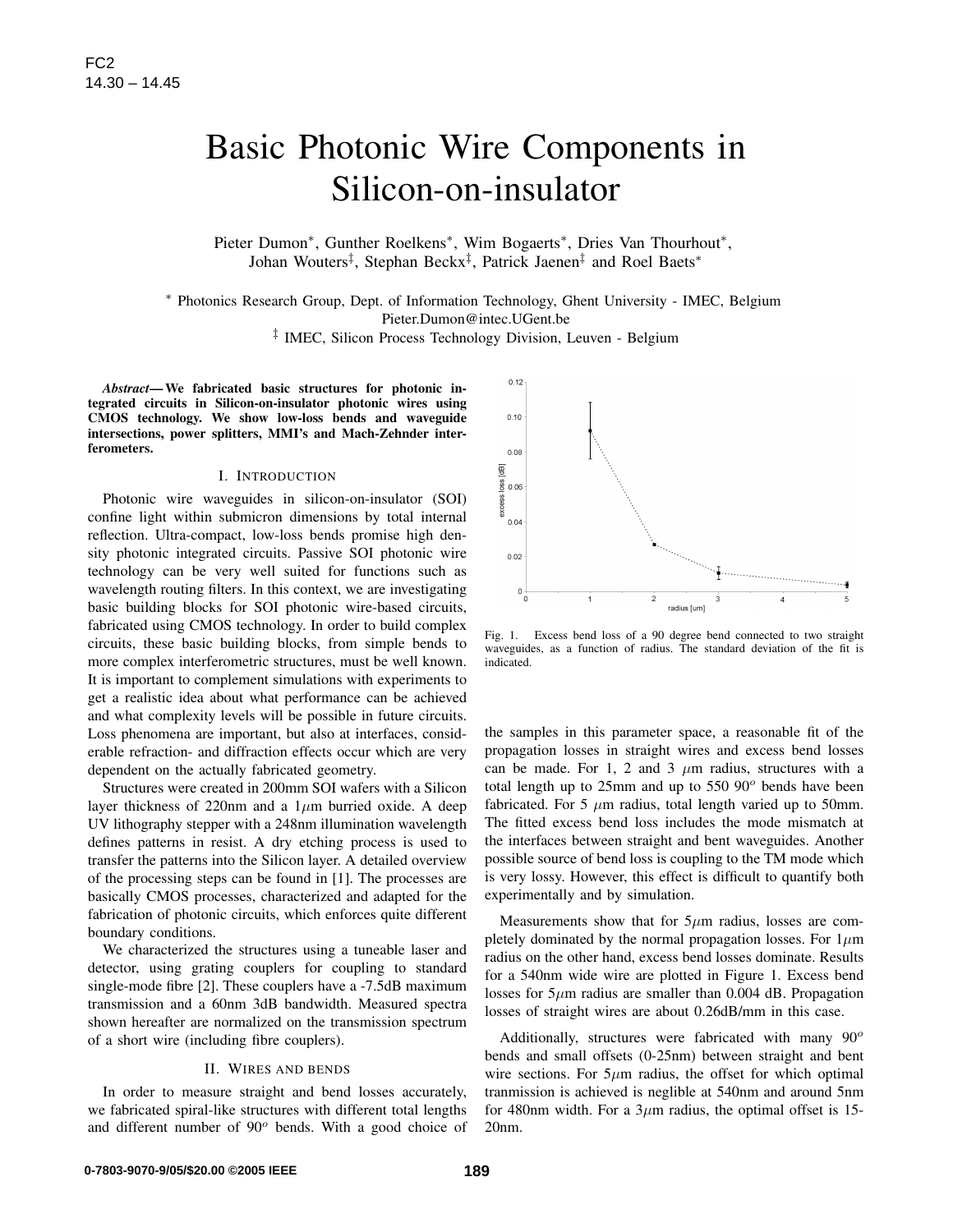# Basic Photonic Wire Components in Silicon-on-insulator

Pieter Dumon*, Gunther Roelkens*, Wim Bogaerts*, Dries Van Thourhout*, Johan Wouters‡, Stephan Beckx‡, Patrick Jaenen‡ and Roel Baets*

* Photonics Research Group, Dept. of Information Technology, Ghent University - IMEC, Belgium
Pieter.Dumon@intec.UGent.be
‡ IMEC, Silicon Process Technology Division, Leuven - Belgium

***Abstract*— We fabricated basic structures for photonic integrated circuits in Silicon-on-insulator photonic wires using CMOS technology. We show low-loss bends and waveguide intersections, power splitters, MMI's and Mach-Zehnder interferometers.**

## I. Introduction

Photonic wire waveguides in silicon-on-insulator (SOI) confine light within submicron dimensions by total internal reflection. Ultra-compact, low-loss bends promise high density photonic integrated circuits. Passive SOI photonic wire technology can be very well suited for functions such as wavelength routing filters. In this context, we are investigating basic building blocks for SOI photonic wire-based circuits, fabricated using CMOS technology. In order to build complex circuits, these basic building blocks, from simple bends to more complex interferometric structures, must be well known. It is important to complement simulations with experiments to get a realistic idea about what performance can be achieved and what complexity levels will be possible in future circuits. Loss phenomena are important, but also at interfaces, considerable refraction- and diffraction effects occur which are very dependent on the actually fabricated geometry.

Structures were created in 200mm SOI wafers with a Silicon layer thickness of 220nm and a 1$\mu$m burried oxide. A deep UV lithography stepper with a 248nm illumination wavelength defines patterns in resist. A dry etching process is used to transfer the patterns into the Silicon layer. A detailed overview of the processing steps can be found in [1]. The processes are basically CMOS processes, characterized and adapted for the fabrication of photonic circuits, which enforces quite different boundary conditions.

We characterized the structures using a tuneable laser and detector, using grating couplers for coupling to standard single-mode fibre [2]. These couplers have a -7.5dB maximum transmission and a 60nm 3dB bandwidth. Measured spectra shown hereafter are normalized on the transmission spectrum of a short wire (including fibre couplers).

## II. Wires and Bends

In order to measure straight and bend losses accurately, we fabricated spiral-like structures with different total lengths and different number of 90$^o$ bends. With a good choice of the samples in this parameter space, a reasonable fit of the propagation losses in straight wires and excess bend losses can be made. For 1, 2 and 3 $\mu$m radius, structures with a total length up to 25mm and up to 550 90$^o$ bends have been fabricated. For 5 $\mu$m radius, total length varied up to 50mm. The fitted excess bend loss includes the mode mismatch at the interfaces between straight and bent waveguides. Another possible source of bend loss is coupling to the TM mode which is very lossy. However, this effect is difficult to quantify both experimentally and by simulation.

Fig. 1. Excess bend loss of a 90 degree bend connected to two straight waveguides, as a function of radius. The standard deviation of the fit is indicated.

Measurements show that for 5$\mu$m radius, losses are completely dominated by the normal propagation losses. For 1$\mu$m radius on the other hand, excess bend losses dominate. Results for a 540nm wide wire are plotted in Figure 1. Excess bend losses for 5$\mu$m radius are smaller than 0.004 dB. Propagation losses of straight wires are about 0.26dB/mm in this case.

Additionally, structures were fabricated with many 90$^o$ bends and small offsets (0-25nm) between straight and bent wire sections. For 5$\mu$m radius, the offset for which optimal tranmission is achieved is neglible at 540nm and around 5nm for 480nm width. For a 3$\mu$m radius, the optimal offset is 15-20nm.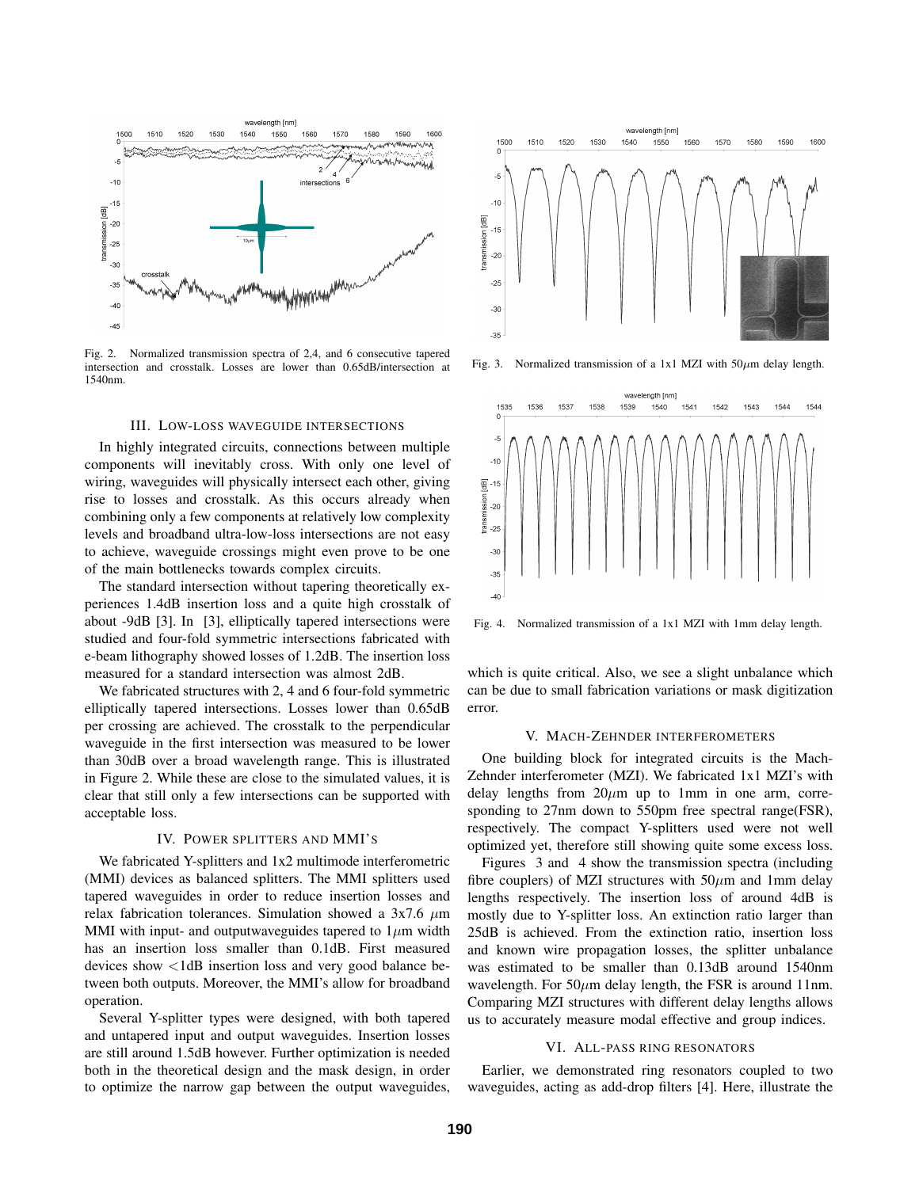Fig. 2. Normalized transmission spectra of 2,4, and 6 consecutive tapered intersection and crosstalk. Losses are lower than 0.65dB/intersection at 1540nm.

Fig. 3. Normalized transmission of a 1x1 MZI with 50$\mu$m delay length.

Fig. 4. Normalized transmission of a 1x1 MZI with 1mm delay length.

## III. Low-loss waveguide intersections

In highly integrated circuits, connections between multiple components will inevitably cross. With only one level of wiring, waveguides will physically intersect each other, giving rise to losses and crosstalk. As this occurs already when combining only a few components at relatively low complexity levels and broadband ultra-low-loss intersections are not easy to achieve, waveguide crossings might even prove to be one of the main bottlenecks towards complex circuits.

The standard intersection without tapering theoretically experiences 1.4dB insertion loss and a quite high crosstalk of about -9dB [3]. In [3], elliptically tapered intersections were studied and four-fold symmetric intersections fabricated with e-beam lithography showed losses of 1.2dB. The insertion loss measured for a standard intersection was almost 2dB.

We fabricated structures with 2, 4 and 6 four-fold symmetric elliptically tapered intersections. Losses lower than 0.65dB per crossing are achieved. The crosstalk to the perpendicular waveguide in the first intersection was measured to be lower than 30dB over a broad wavelength range. This is illustrated in Figure 2. While these are close to the simulated values, it is clear that still only a few intersections can be supported with acceptable loss.

## IV. Power splitters and MMI's

We fabricated Y-splitters and 1x2 multimode interferometric (MMI) devices as balanced splitters. The MMI splitters used tapered waveguides in order to reduce insertion losses and relax fabrication tolerances. Simulation showed a 3x7.6 $\mu$m MMI with input- and outputwaveguides tapered to 1$\mu$m width has an insertion loss smaller than 0.1dB. First measured devices show <1dB insertion loss and very good balance between both outputs. Moreover, the MMI's allow for broadband operation.

Several Y-splitter types were designed, with both tapered and untapered input and output waveguides. Insertion losses are still around 1.5dB however. Further optimization is needed both in the theoretical design and the mask design, in order to optimize the narrow gap between the output waveguides, which is quite critical. Also, we see a slight unbalance which can be due to small fabrication variations or mask digitization error.

## V. Mach-Zehnder interferometers

One building block for integrated circuits is the Mach-Zehnder interferometer (MZI). We fabricated 1x1 MZI's with delay lengths from 20$\mu$m up to 1mm in one arm, corresponding to 27nm down to 550pm free spectral range(FSR), respectively. The compact Y-splitters used were not well optimized yet, therefore still showing quite some excess loss.

Figures 3 and 4 show the transmission spectra (including fibre couplers) of MZI structures with 50$\mu$m and 1mm delay lengths respectively. The insertion loss of around 4dB is mostly due to Y-splitter loss. An extinction ratio larger than 25dB is achieved. From the extinction ratio, insertion loss and known wire propagation losses, the splitter unbalance was estimated to be smaller than 0.13dB around 1540nm wavelength. For 50$\mu$m delay length, the FSR is around 11nm. Comparing MZI structures with different delay lengths allows us to accurately measure modal effective and group indices.

## VI. All-pass ring resonators

Earlier, we demonstrated ring resonators coupled to two waveguides, acting as add-drop filters [4]. Here, illustrate the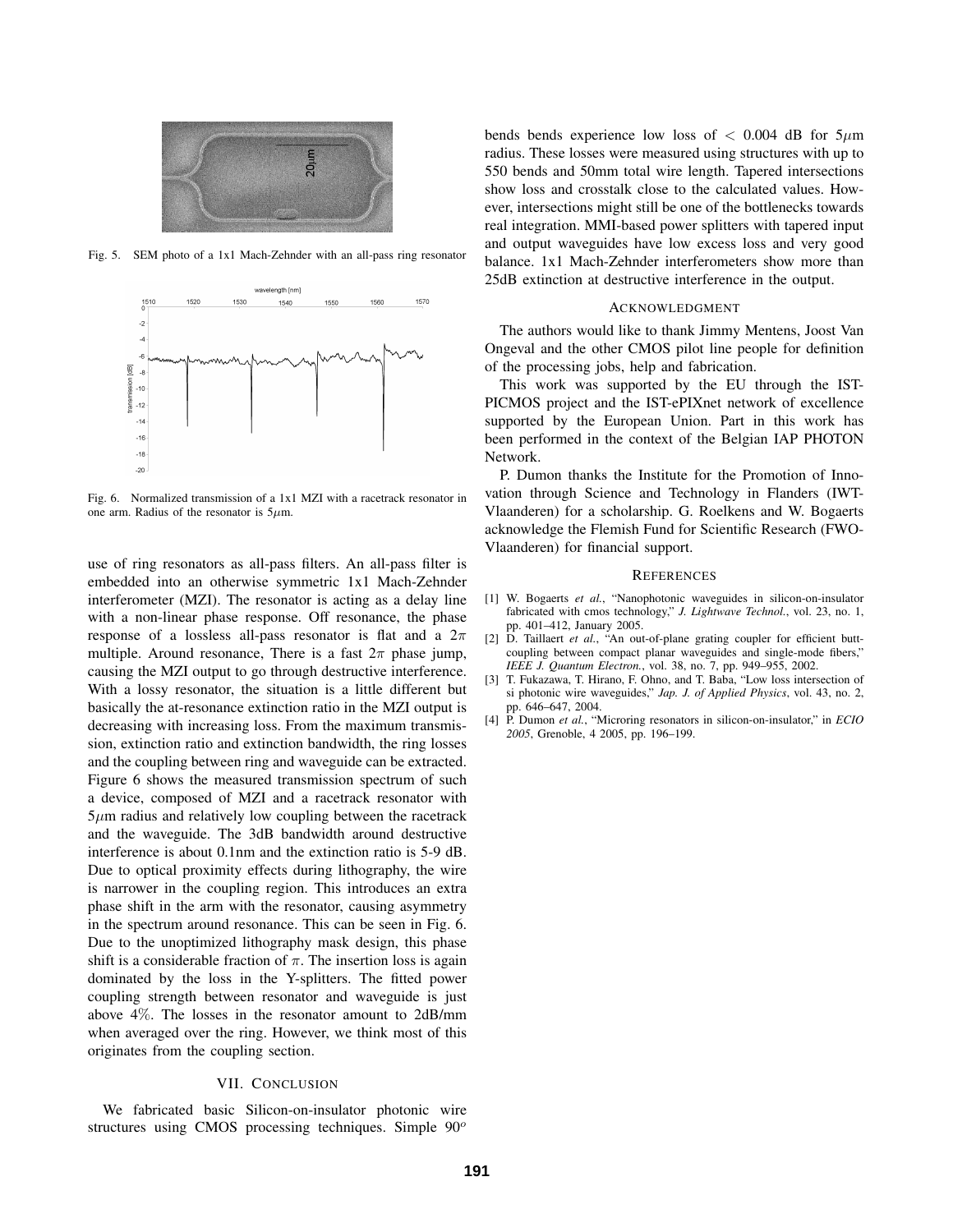Fig. 5. SEM photo of a 1x1 Mach-Zehnder with an all-pass ring resonator

wavelength [nm]
1510 1520 1530 1540 1550 1560 1570
transmission [dB]
0 -2 -4 -6 -8 -10 -12 -14 -16 -18 -20

Fig. 6. Normalized transmission of a 1x1 MZI with a racetrack resonator in one arm. Radius of the resonator is 5$\mu$m.

use of ring resonators as all-pass filters. An all-pass filter is embedded into an otherwise symmetric 1x1 Mach-Zehnder interferometer (MZI). The resonator is acting as a delay line with a non-linear phase response. Off resonance, the phase response of a lossless all-pass resonator is flat and a $2\pi$ multiple. Around resonance, There is a fast $2\pi$ phase jump, causing the MZI output to go through destructive interference. With a lossy resonator, the situation is a little different but basically the at-resonance extinction ratio in the MZI output is decreasing with increasing loss. From the maximum transmission, extinction ratio and extinction bandwidth, the ring losses and the coupling between ring and waveguide can be extracted. Figure 6 shows the measured transmission spectrum of such a device, composed of MZI and a racetrack resonator with 5$\mu$m radius and relatively low coupling between the racetrack and the waveguide. The 3dB bandwidth around destructive interference is about 0.1nm and the extinction ratio is 5-9 dB. Due to optical proximity effects during lithography, the wire is narrower in the coupling region. This introduces an extra phase shift in the arm with the resonator, causing asymmetry in the spectrum around resonance. This can be seen in Fig. 6. Due to the unoptimized lithography mask design, this phase shift is a considerable fraction of $\pi$. The insertion loss is again dominated by the loss in the Y-splitters. The fitted power coupling strength between resonator and waveguide is just above 4%. The losses in the resonator amount to 2dB/mm when averaged over the ring. However, we think most of this originates from the coupling section.

## VII. Conclusion

We fabricated basic Silicon-on-insulator photonic wire structures using CMOS processing techniques. Simple $90^o$ bends bends experience low loss of $< 0.004$ dB for 5$\mu$m radius. These losses were measured using structures with up to 550 bends and 50mm total wire length. Tapered intersections show loss and crosstalk close to the calculated values. However, intersections might still be one of the bottlenecks towards real integration. MMI-based power splitters with tapered input and output waveguides have low excess loss and very good balance. 1x1 Mach-Zehnder interferometers show more than 25dB extinction at destructive interference in the output.

## Acknowledgment

The authors would like to thank Jimmy Mentens, Joost Van Ongeval and the other CMOS pilot line people for definition of the processing jobs, help and fabrication.

This work was supported by the EU through the IST-PICMOS project and the IST-ePIXnet network of excellence supported by the European Union. Part in this work has been performed in the context of the Belgian IAP PHOTON Network.

P. Dumon thanks the Institute for the Promotion of Innovation through Science and Technology in Flanders (IWT-Vlaanderen) for a scholarship. G. Roelkens and W. Bogaerts acknowledge the Flemish Fund for Scientific Research (FWO-Vlaanderen) for financial support.

## References

[1] W. Bogaerts *et al.*, "Nanophotonic waveguides in silicon-on-insulator fabricated with cmos technology," *J. Lightwave Technol.*, vol. 23, no. 1, pp. 401–412, January 2005.

[2] D. Taillaert *et al.*, "An out-of-plane grating coupler for efficient butt-coupling between compact planar waveguides and single-mode fibers," *IEEE J. Quantum Electron.*, vol. 38, no. 7, pp. 949–955, 2002.

[3] T. Fukazawa, T. Hirano, F. Ohno, and T. Baba, "Low loss intersection of si photonic wire waveguides," *Jap. J. of Applied Physics*, vol. 43, no. 2, pp. 646–647, 2004.

[4] P. Dumon *et al.*, "Microring resonators in silicon-on-insulator," in *ECIO 2005*, Grenoble, 4 2005, pp. 196–199.